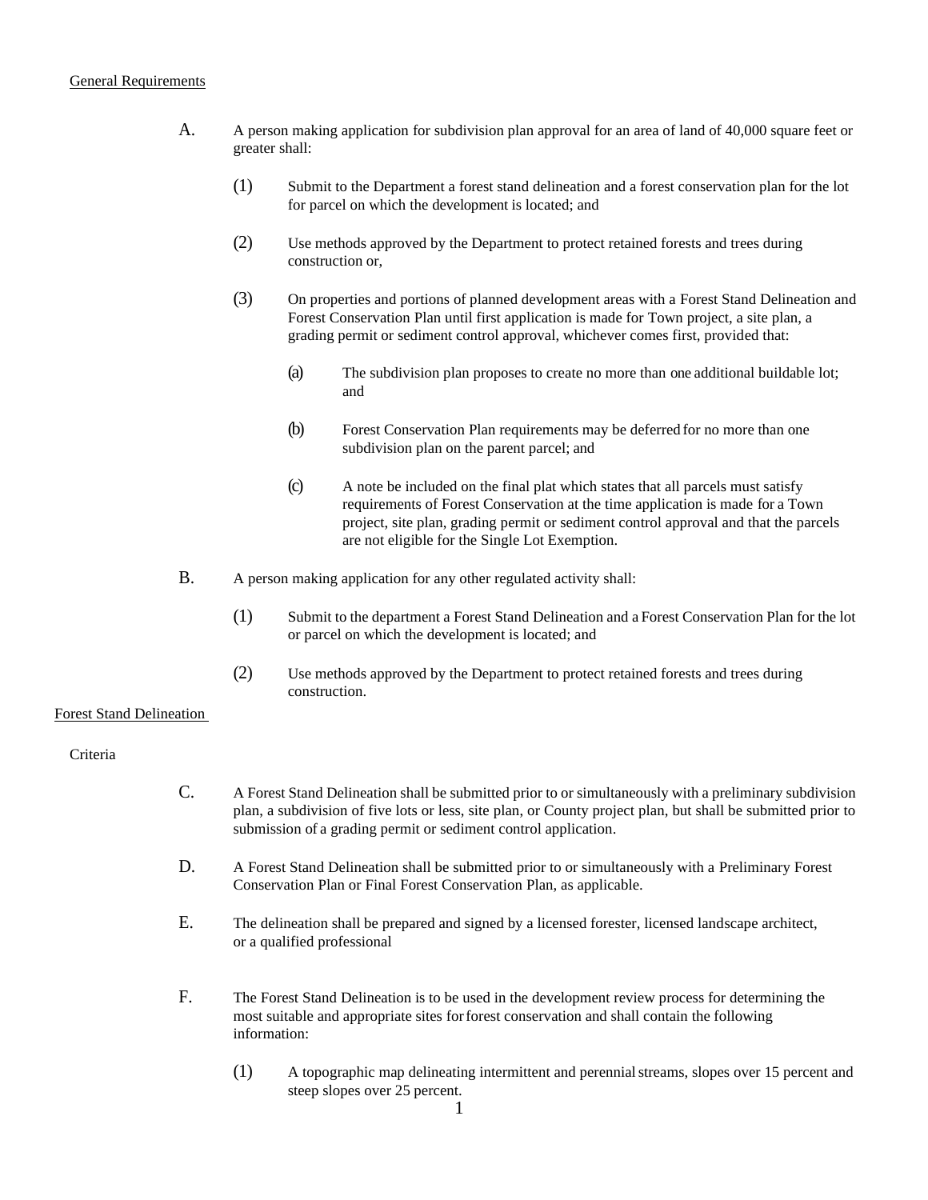General Requirements

A. A person making application for subdivision plan approval for an area of land of 40,000 square feet or greater shall:

(1) Submit to the Department a forest stand delineation and a forest conservation plan for the lot for parcel on which the development is located; and

(2) Use methods approved by the Department to protect retained forests and trees during construction or,

(3) On properties and portions of planned development areas with a Forest Stand Delineation and Forest Conservation Plan until first application is made for Town project, a site plan, a grading permit or sediment control approval, whichever comes first, provided that:

(a) The subdivision plan proposes to create no more than one additional buildable lot; and

(b) Forest Conservation Plan requirements may be deferred for no more than one subdivision plan on the parent parcel; and

(c) A note be included on the final plat which states that all parcels must satisfy requirements of Forest Conservation at the time application is made for a Town project, site plan, grading permit or sediment control approval and that the parcels are not eligible for the Single Lot Exemption.

B. A person making application for any other regulated activity shall:

(1) Submit to the department a Forest Stand Delineation and a Forest Conservation Plan for the lot or parcel on which the development is located; and

(2) Use methods approved by the Department to protect retained forests and trees during construction.

Forest Stand Delineation

Criteria

C. A Forest Stand Delineation shall be submitted prior to or simultaneously with a preliminary subdivision plan, a subdivision of five lots or less, site plan, or County project plan, but shall be submitted prior to submission of a grading permit or sediment control application.

D. A Forest Stand Delineation shall be submitted prior to or simultaneously with a Preliminary Forest Conservation Plan or Final Forest Conservation Plan, as applicable.

E. The delineation shall be prepared and signed by a licensed forester, licensed landscape architect, or a qualified professional

F. The Forest Stand Delineation is to be used in the development review process for determining the most suitable and appropriate sites for forest conservation and shall contain the following information:

(1) A topographic map delineating intermittent and perennial streams, slopes over 15 percent and steep slopes over 25 percent.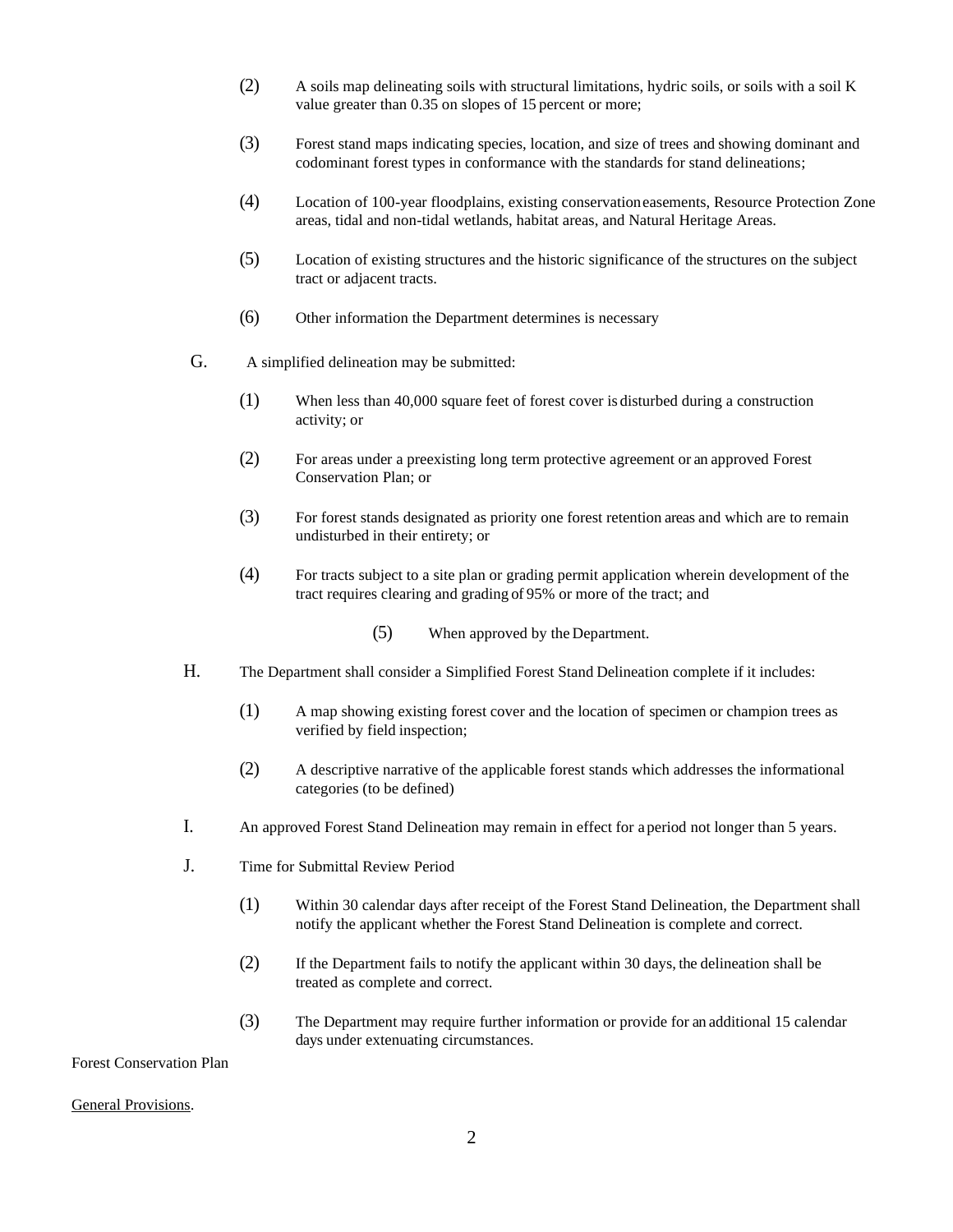(2) A soils map delineating soils with structural limitations, hydric soils, or soils with a soil K value greater than 0.35 on slopes of 15 percent or more;

(3) Forest stand maps indicating species, location, and size of trees and showing dominant and codominant forest types in conformance with the standards for stand delineations;

(4) Location of 100-year floodplains, existing conservation easements, Resource Protection Zone areas, tidal and non-tidal wetlands, habitat areas, and Natural Heritage Areas.

(5) Location of existing structures and the historic significance of the structures on the subject tract or adjacent tracts.

(6) Other information the Department determines is necessary

G. A simplified delineation may be submitted:

(1) When less than 40,000 square feet of forest cover is disturbed during a construction activity; or

(2) For areas under a preexisting long term protective agreement or an approved Forest Conservation Plan; or

(3) For forest stands designated as priority one forest retention areas and which are to remain undisturbed in their entirety; or

(4) For tracts subject to a site plan or grading permit application wherein development of the tract requires clearing and grading of 95% or more of the tract; and

(5) When approved by the Department.

H. The Department shall consider a Simplified Forest Stand Delineation complete if it includes:

(1) A map showing existing forest cover and the location of specimen or champion trees as verified by field inspection;

(2) A descriptive narrative of the applicable forest stands which addresses the informational categories (to be defined)

I. An approved Forest Stand Delineation may remain in effect for a period not longer than 5 years.

J. Time for Submittal Review Period

(1) Within 30 calendar days after receipt of the Forest Stand Delineation, the Department shall notify the applicant whether the Forest Stand Delineation is complete and correct.

(2) If the Department fails to notify the applicant within 30 days, the delineation shall be treated as complete and correct.

(3) The Department may require further information or provide for an additional 15 calendar days under extenuating circumstances.

Forest Conservation Plan

General Provisions.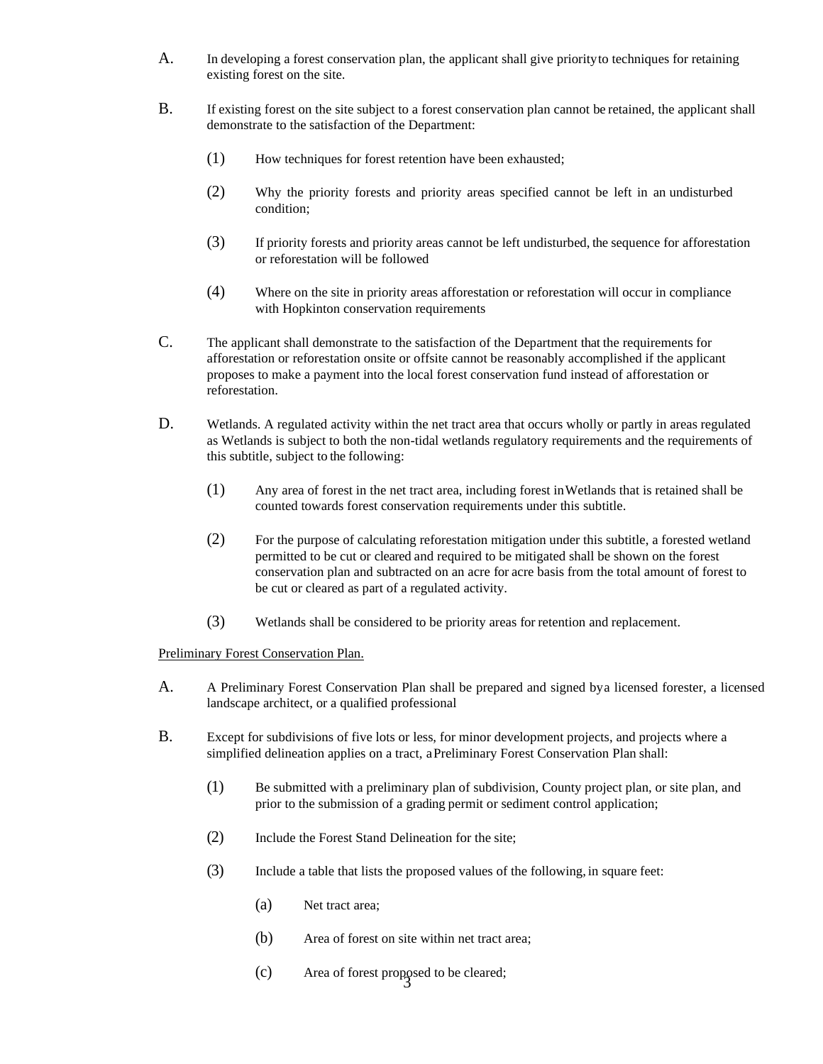A. In developing a forest conservation plan, the applicant shall give priority to techniques for retaining existing forest on the site.

B. If existing forest on the site subject to a forest conservation plan cannot be retained, the applicant shall demonstrate to the satisfaction of the Department:

(1) How techniques for forest retention have been exhausted;

(2) Why the priority forests and priority areas specified cannot be left in an undisturbed condition;

(3) If priority forests and priority areas cannot be left undisturbed, the sequence for afforestation or reforestation will be followed

(4) Where on the site in priority areas afforestation or reforestation will occur in compliance with Hopkinton conservation requirements

C. The applicant shall demonstrate to the satisfaction of the Department that the requirements for afforestation or reforestation onsite or offsite cannot be reasonably accomplished if the applicant proposes to make a payment into the local forest conservation fund instead of afforestation or reforestation.

D. Wetlands. A regulated activity within the net tract area that occurs wholly or partly in areas regulated as Wetlands is subject to both the non-tidal wetlands regulatory requirements and the requirements of this subtitle, subject to the following:

(1) Any area of forest in the net tract area, including forest in Wetlands that is retained shall be counted towards forest conservation requirements under this subtitle.

(2) For the purpose of calculating reforestation mitigation under this subtitle, a forested wetland permitted to be cut or cleared and required to be mitigated shall be shown on the forest conservation plan and subtracted on an acre for acre basis from the total amount of forest to be cut or cleared as part of a regulated activity.

(3) Wetlands shall be considered to be priority areas for retention and replacement.

<u>Preliminary Forest Conservation Plan.</u>

A. A Preliminary Forest Conservation Plan shall be prepared and signed by a licensed forester, a licensed landscape architect, or a qualified professional

B. Except for subdivisions of five lots or less, for minor development projects, and projects where a simplified delineation applies on a tract, a Preliminary Forest Conservation Plan shall:

(1) Be submitted with a preliminary plan of subdivision, County project plan, or site plan, and prior to the submission of a grading permit or sediment control application;

(2) Include the Forest Stand Delineation for the site;

(3) Include a table that lists the proposed values of the following, in square feet:

(a) Net tract area;

(b) Area of forest on site within net tract area;

(c) Area of forest proposed to be cleared;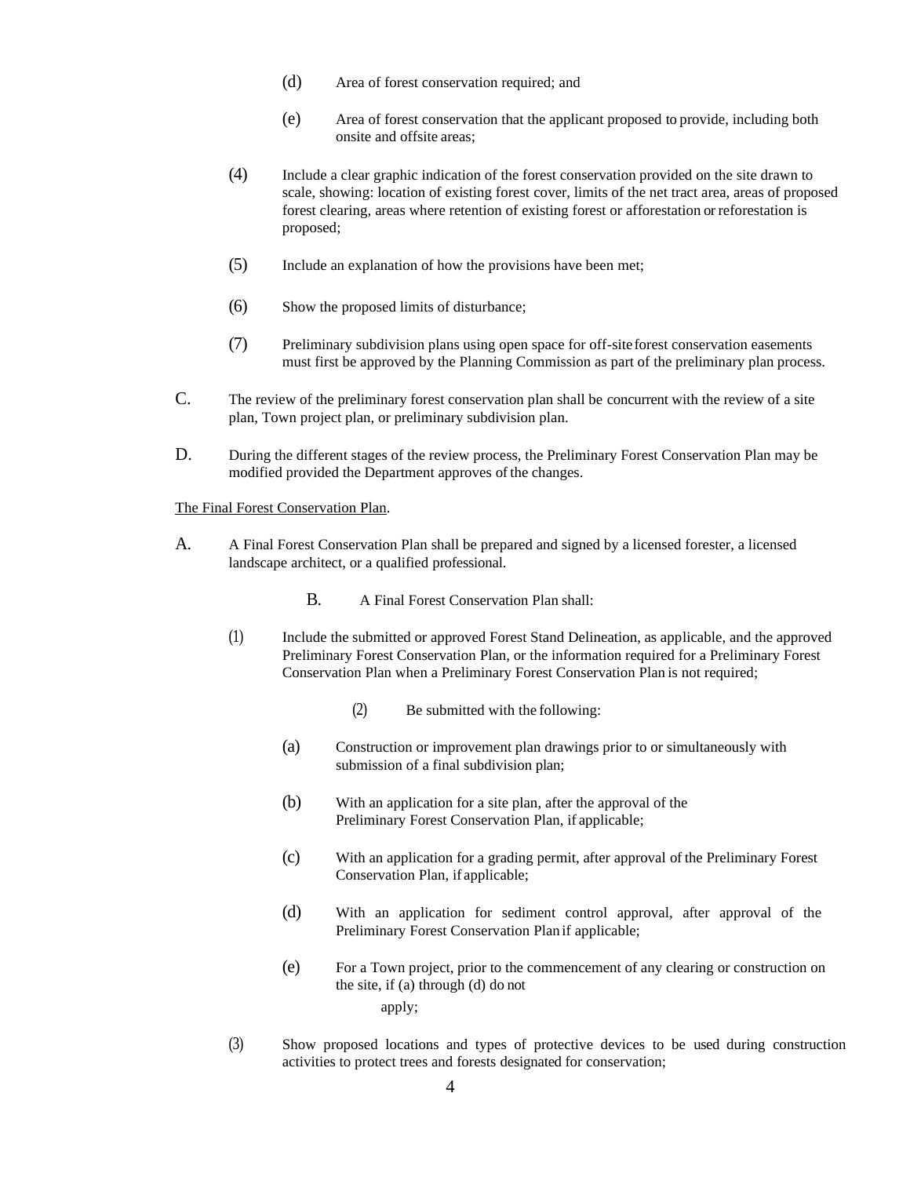(d) Area of forest conservation required; and

(e) Area of forest conservation that the applicant proposed to provide, including both onsite and offsite areas;

(4) Include a clear graphic indication of the forest conservation provided on the site drawn to scale, showing: location of existing forest cover, limits of the net tract area, areas of proposed forest clearing, areas where retention of existing forest or afforestation or reforestation is proposed;

(5) Include an explanation of how the provisions have been met;

(6) Show the proposed limits of disturbance;

(7) Preliminary subdivision plans using open space for off-site forest conservation easements must first be approved by the Planning Commission as part of the preliminary plan process.

C. The review of the preliminary forest conservation plan shall be concurrent with the review of a site plan, Town project plan, or preliminary subdivision plan.

D. During the different stages of the review process, the Preliminary Forest Conservation Plan may be modified provided the Department approves of the changes.

<u>The Final Forest Conservation Plan</u>.

A. A Final Forest Conservation Plan shall be prepared and signed by a licensed forester, a licensed landscape architect, or a qualified professional.

B. A Final Forest Conservation Plan shall:

(1) Include the submitted or approved Forest Stand Delineation, as applicable, and the approved Preliminary Forest Conservation Plan, or the information required for a Preliminary Forest Conservation Plan when a Preliminary Forest Conservation Plan is not required;

(2) Be submitted with the following:

(a) Construction or improvement plan drawings prior to or simultaneously with submission of a final subdivision plan;

(b) With an application for a site plan, after the approval of the Preliminary Forest Conservation Plan, if applicable;

(c) With an application for a grading permit, after approval of the Preliminary Forest Conservation Plan, if applicable;

(d) With an application for sediment control approval, after approval of the Preliminary Forest Conservation Plan if applicable;

(e) For a Town project, prior to the commencement of any clearing or construction on the site, if (a) through (d) do not apply;

(3) Show proposed locations and types of protective devices to be used during construction activities to protect trees and forests designated for conservation;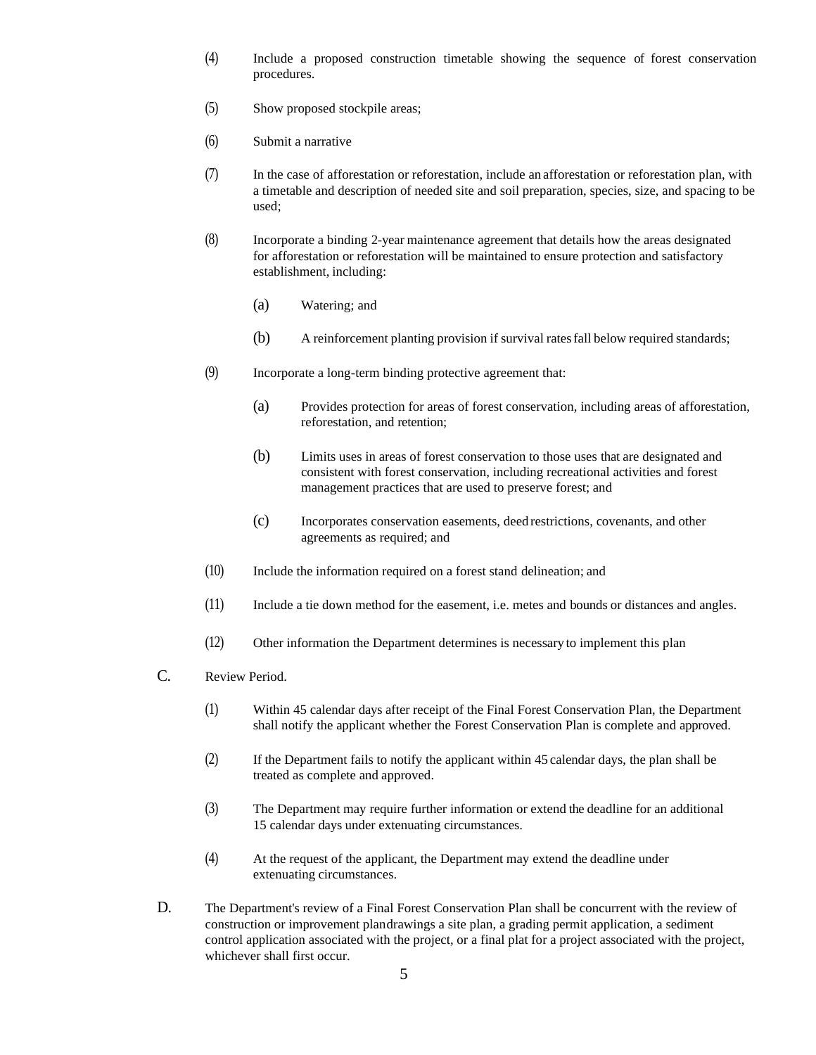(4) Include a proposed construction timetable showing the sequence of forest conservation procedures.

(5) Show proposed stockpile areas;

(6) Submit a narrative

(7) In the case of afforestation or reforestation, include an afforestation or reforestation plan, with a timetable and description of needed site and soil preparation, species, size, and spacing to be used;

(8) Incorporate a binding 2-year maintenance agreement that details how the areas designated for afforestation or reforestation will be maintained to ensure protection and satisfactory establishment, including:

(a) Watering; and

(b) A reinforcement planting provision if survival rates fall below required standards;

(9) Incorporate a long-term binding protective agreement that:

(a) Provides protection for areas of forest conservation, including areas of afforestation, reforestation, and retention;

(b) Limits uses in areas of forest conservation to those uses that are designated and consistent with forest conservation, including recreational activities and forest management practices that are used to preserve forest; and

(c) Incorporates conservation easements, deed restrictions, covenants, and other agreements as required; and

(10) Include the information required on a forest stand delineation; and

(11) Include a tie down method for the easement, i.e. metes and bounds or distances and angles.

(12) Other information the Department determines is necessary to implement this plan

C. Review Period.

(1) Within 45 calendar days after receipt of the Final Forest Conservation Plan, the Department shall notify the applicant whether the Forest Conservation Plan is complete and approved.

(2) If the Department fails to notify the applicant within 45 calendar days, the plan shall be treated as complete and approved.

(3) The Department may require further information or extend the deadline for an additional 15 calendar days under extenuating circumstances.

(4) At the request of the applicant, the Department may extend the deadline under extenuating circumstances.

D. The Department's review of a Final Forest Conservation Plan shall be concurrent with the review of construction or improvement plandrawings a site plan, a grading permit application, a sediment control application associated with the project, or a final plat for a project associated with the project, whichever shall first occur.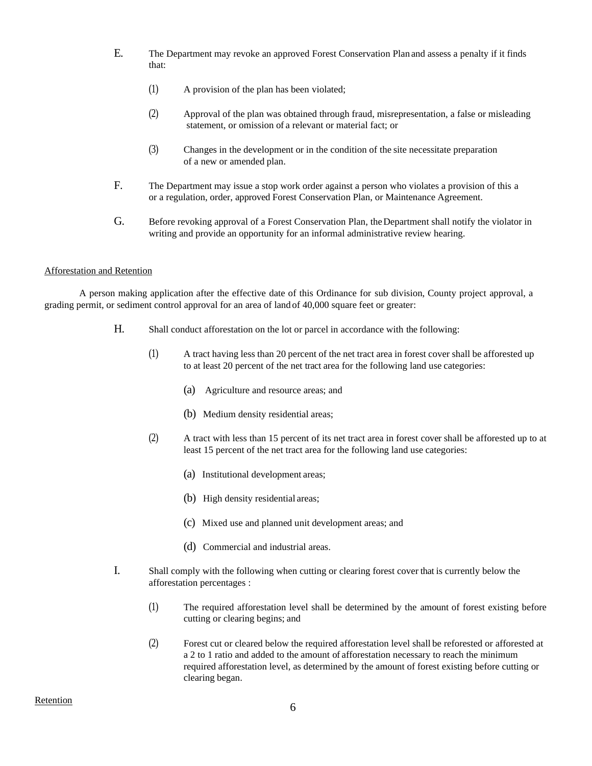E. The Department may revoke an approved Forest Conservation Plan and assess a penalty if it finds that:

(1) A provision of the plan has been violated;

(2) Approval of the plan was obtained through fraud, misrepresentation, a false or misleading statement, or omission of a relevant or material fact; or

(3) Changes in the development or in the condition of the site necessitate preparation of a new or amended plan.

F. The Department may issue a stop work order against a person who violates a provision of this a or a regulation, order, approved Forest Conservation Plan, or Maintenance Agreement.

G. Before revoking approval of a Forest Conservation Plan, the Department shall notify the violator in writing and provide an opportunity for an informal administrative review hearing.

<u>Afforestation and Retention</u>

A person making application after the effective date of this Ordinance for sub division, County project approval, a grading permit, or sediment control approval for an area of land of 40,000 square feet or greater:

H. Shall conduct afforestation on the lot or parcel in accordance with the following:

(1) A tract having less than 20 percent of the net tract area in forest cover shall be afforested up to at least 20 percent of the net tract area for the following land use categories:

(a) Agriculture and resource areas; and

(b) Medium density residential areas;

(2) A tract with less than 15 percent of its net tract area in forest cover shall be afforested up to at least 15 percent of the net tract area for the following land use categories:

(a) Institutional development areas;

(b) High density residential areas;

(c) Mixed use and planned unit development areas; and

(d) Commercial and industrial areas.

I. Shall comply with the following when cutting or clearing forest cover that is currently below the afforestation percentages :

(1) The required afforestation level shall be determined by the amount of forest existing before cutting or clearing begins; and

(2) Forest cut or cleared below the required afforestation level shall be reforested or afforested at a 2 to 1 ratio and added to the amount of afforestation necessary to reach the minimum required afforestation level, as determined by the amount of forest existing before cutting or clearing began.

<u>Retention</u>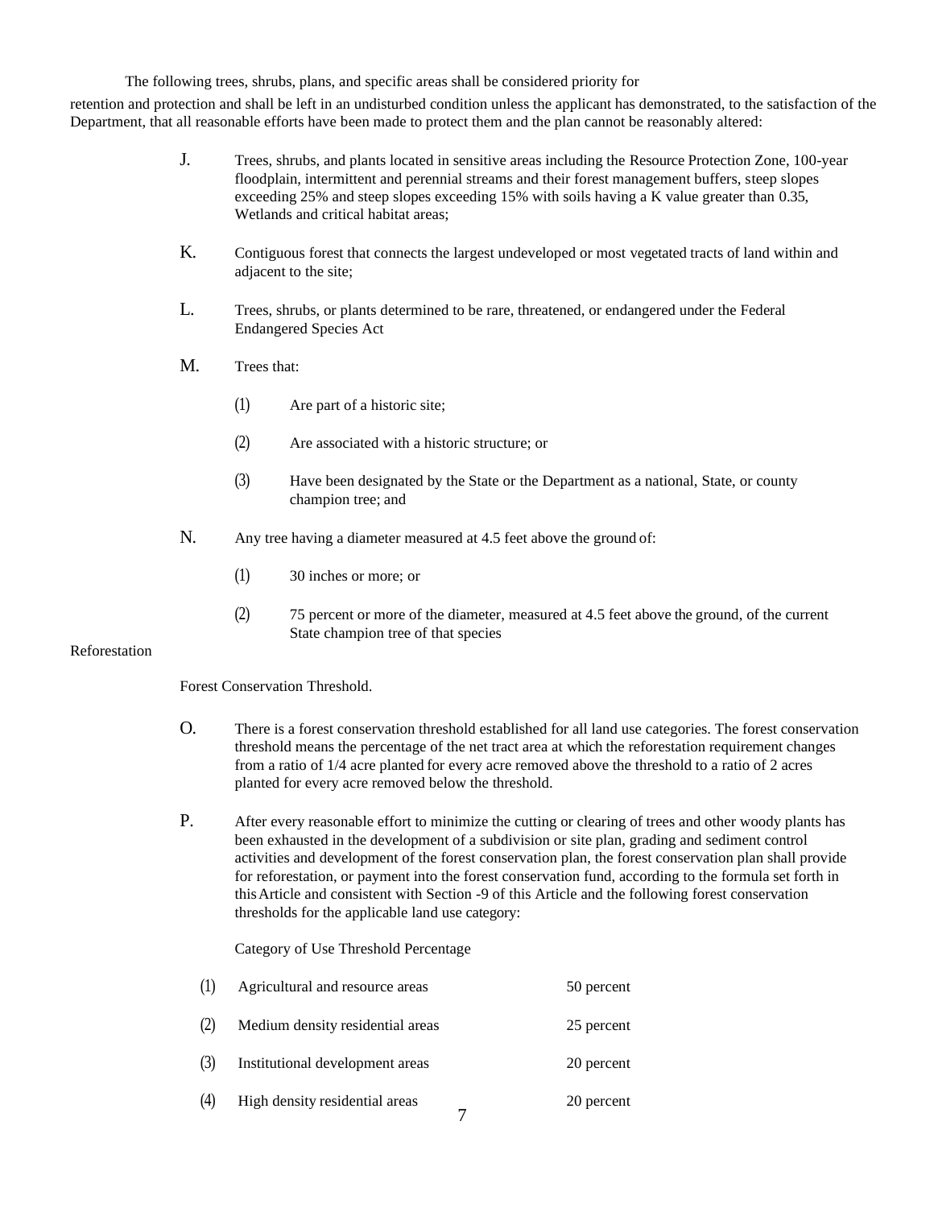The following trees, shrubs, plans, and specific areas shall be considered priority for retention and protection and shall be left in an undisturbed condition unless the applicant has demonstrated, to the satisfaction of the Department, that all reasonable efforts have been made to protect them and the plan cannot be reasonably altered:

J. Trees, shrubs, and plants located in sensitive areas including the Resource Protection Zone, 100-year floodplain, intermittent and perennial streams and their forest management buffers, steep slopes exceeding 25% and steep slopes exceeding 15% with soils having a K value greater than 0.35, Wetlands and critical habitat areas;

K. Contiguous forest that connects the largest undeveloped or most vegetated tracts of land within and adjacent to the site;

L. Trees, shrubs, or plants determined to be rare, threatened, or endangered under the Federal Endangered Species Act

M. Trees that:

(1) Are part of a historic site;

(2) Are associated with a historic structure; or

(3) Have been designated by the State or the Department as a national, State, or county champion tree; and

N. Any tree having a diameter measured at 4.5 feet above the ground of:

(1) 30 inches or more; or

(2) 75 percent or more of the diameter, measured at 4.5 feet above the ground, of the current State champion tree of that species

Reforestation

Forest Conservation Threshold.

O. There is a forest conservation threshold established for all land use categories. The forest conservation threshold means the percentage of the net tract area at which the reforestation requirement changes from a ratio of 1/4 acre planted for every acre removed above the threshold to a ratio of 2 acres planted for every acre removed below the threshold.

P. After every reasonable effort to minimize the cutting or clearing of trees and other woody plants has been exhausted in the development of a subdivision or site plan, grading and sediment control activities and development of the forest conservation plan, the forest conservation plan shall provide for reforestation, or payment into the forest conservation fund, according to the formula set forth in this Article and consistent with Section -9 of this Article and the following forest conservation thresholds for the applicable land use category:

| Category of Use | Threshold Percentage |
| --- | --- |
| (1) Agricultural and resource areas | 50 percent |
| (2) Medium density residential areas | 25 percent |
| (3) Institutional development areas | 20 percent |
| (4) High density residential areas | 20 percent |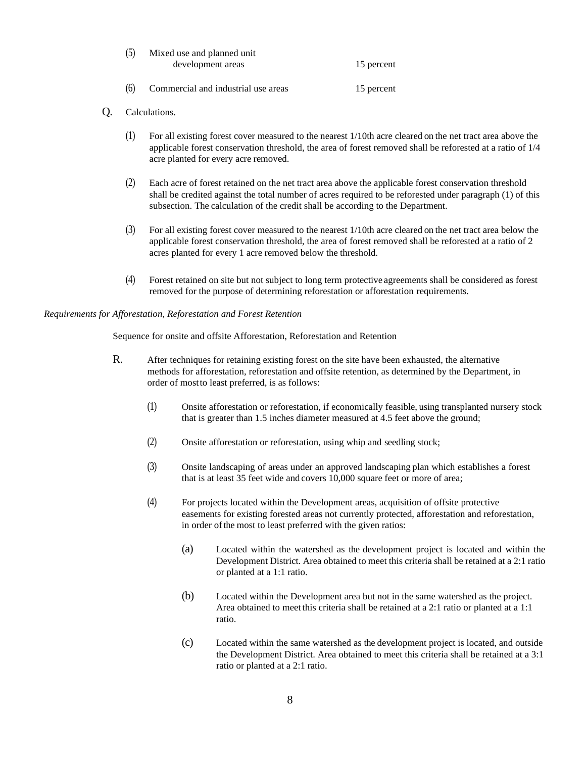(5) Mixed use and planned unit development areas — 15 percent

(6) Commercial and industrial use areas — 15 percent

Q. Calculations.

(1) For all existing forest cover measured to the nearest 1/10th acre cleared on the net tract area above the applicable forest conservation threshold, the area of forest removed shall be reforested at a ratio of 1/4 acre planted for every acre removed.

(2) Each acre of forest retained on the net tract area above the applicable forest conservation threshold shall be credited against the total number of acres required to be reforested under paragraph (1) of this subsection. The calculation of the credit shall be according to the Department.

(3) For all existing forest cover measured to the nearest 1/10th acre cleared on the net tract area below the applicable forest conservation threshold, the area of forest removed shall be reforested at a ratio of 2 acres planted for every 1 acre removed below the threshold.

(4) Forest retained on site but not subject to long term protective agreements shall be considered as forest removed for the purpose of determining reforestation or afforestation requirements.

*Requirements for Afforestation, Reforestation and Forest Retention*

Sequence for onsite and offsite Afforestation, Reforestation and Retention

R. After techniques for retaining existing forest on the site have been exhausted, the alternative methods for afforestation, reforestation and offsite retention, as determined by the Department, in order of most to least preferred, is as follows:

(1) Onsite afforestation or reforestation, if economically feasible, using transplanted nursery stock that is greater than 1.5 inches diameter measured at 4.5 feet above the ground;

(2) Onsite afforestation or reforestation, using whip and seedling stock;

(3) Onsite landscaping of areas under an approved landscaping plan which establishes a forest that is at least 35 feet wide and covers 10,000 square feet or more of area;

(4) For projects located within the Development areas, acquisition of offsite protective easements for existing forested areas not currently protected, afforestation and reforestation, in order of the most to least preferred with the given ratios:

(a) Located within the watershed as the development project is located and within the Development District. Area obtained to meet this criteria shall be retained at a 2:1 ratio or planted at a 1:1 ratio.

(b) Located within the Development area but not in the same watershed as the project. Area obtained to meet this criteria shall be retained at a 2:1 ratio or planted at a 1:1 ratio.

(c) Located within the same watershed as the development project is located, and outside the Development District. Area obtained to meet this criteria shall be retained at a 3:1 ratio or planted at a 2:1 ratio.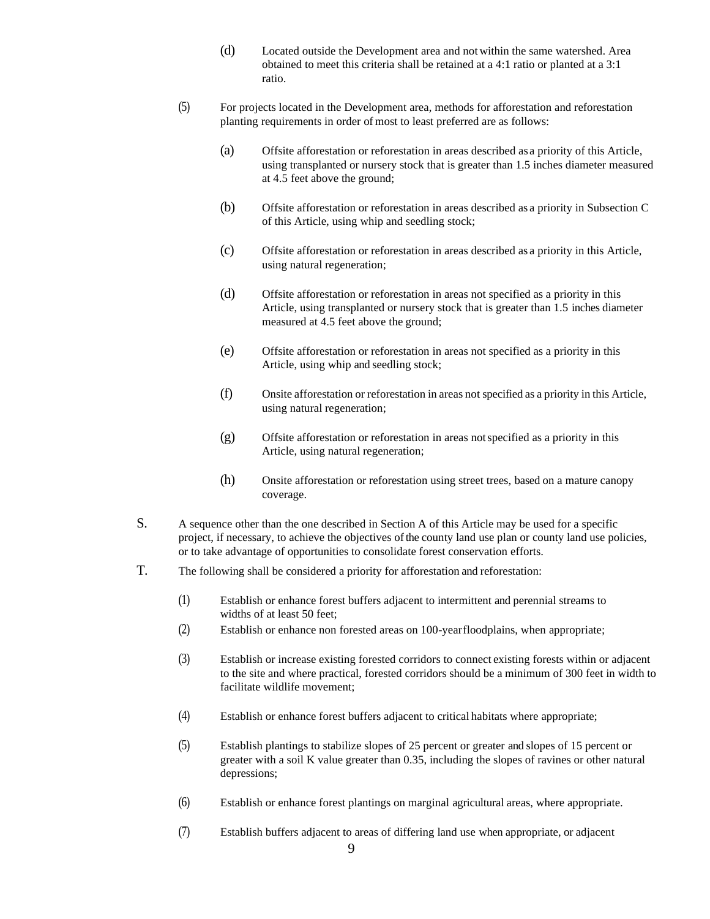(d) Located outside the Development area and not within the same watershed. Area obtained to meet this criteria shall be retained at a 4:1 ratio or planted at a 3:1 ratio.

(5) For projects located in the Development area, methods for afforestation and reforestation planting requirements in order of most to least preferred are as follows:

(a) Offsite afforestation or reforestation in areas described as a priority of this Article, using transplanted or nursery stock that is greater than 1.5 inches diameter measured at 4.5 feet above the ground;

(b) Offsite afforestation or reforestation in areas described as a priority in Subsection C of this Article, using whip and seedling stock;

(c) Offsite afforestation or reforestation in areas described as a priority in this Article, using natural regeneration;

(d) Offsite afforestation or reforestation in areas not specified as a priority in this Article, using transplanted or nursery stock that is greater than 1.5 inches diameter measured at 4.5 feet above the ground;

(e) Offsite afforestation or reforestation in areas not specified as a priority in this Article, using whip and seedling stock;

(f) Onsite afforestation or reforestation in areas not specified as a priority in this Article, using natural regeneration;

(g) Offsite afforestation or reforestation in areas not specified as a priority in this Article, using natural regeneration;

(h) Onsite afforestation or reforestation using street trees, based on a mature canopy coverage.

S. A sequence other than the one described in Section A of this Article may be used for a specific project, if necessary, to achieve the objectives of the county land use plan or county land use policies, or to take advantage of opportunities to consolidate forest conservation efforts.

T. The following shall be considered a priority for afforestation and reforestation:

(1) Establish or enhance forest buffers adjacent to intermittent and perennial streams to widths of at least 50 feet;

(2) Establish or enhance non forested areas on 100-year floodplains, when appropriate;

(3) Establish or increase existing forested corridors to connect existing forests within or adjacent to the site and where practical, forested corridors should be a minimum of 300 feet in width to facilitate wildlife movement;

(4) Establish or enhance forest buffers adjacent to critical habitats where appropriate;

(5) Establish plantings to stabilize slopes of 25 percent or greater and slopes of 15 percent or greater with a soil K value greater than 0.35, including the slopes of ravines or other natural depressions;

(6) Establish or enhance forest plantings on marginal agricultural areas, where appropriate.

(7) Establish buffers adjacent to areas of differing land use when appropriate, or adjacent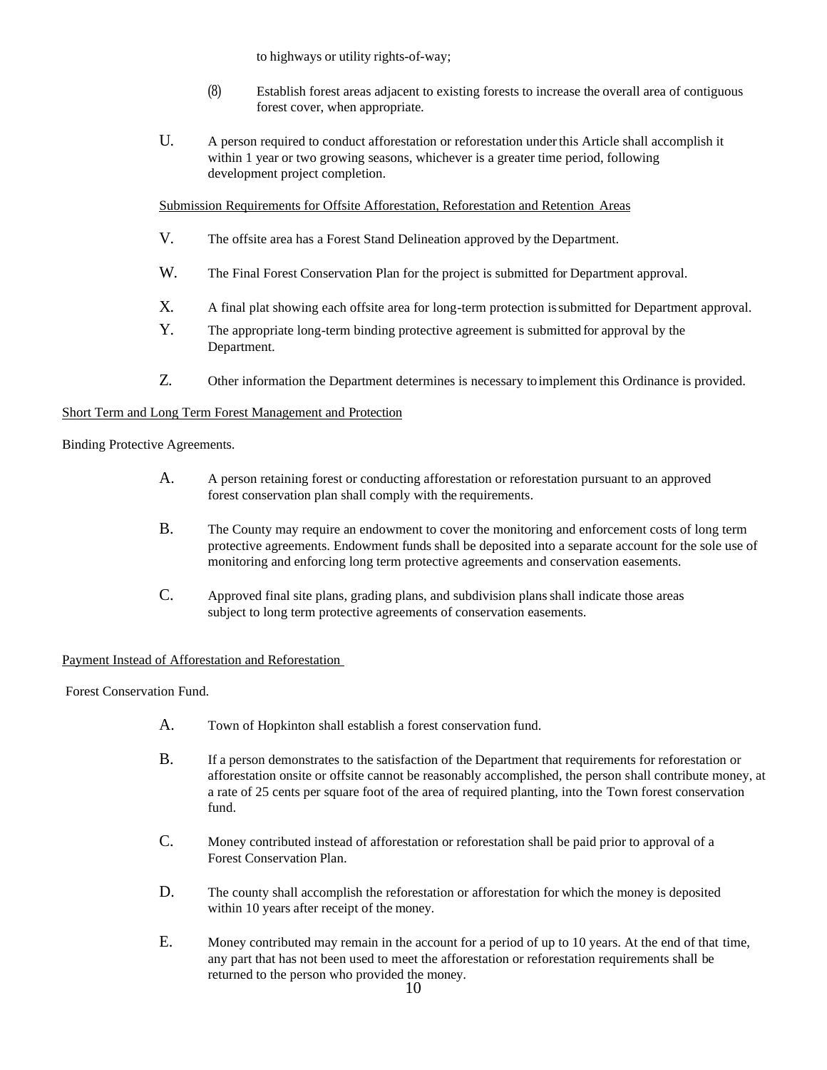to highways or utility rights-of-way;

(8) Establish forest areas adjacent to existing forests to increase the overall area of contiguous forest cover, when appropriate.

U. A person required to conduct afforestation or reforestation under this Article shall accomplish it within 1 year or two growing seasons, whichever is a greater time period, following development project completion.

<u>Submission Requirements for Offsite Afforestation, Reforestation and Retention Areas</u>

V. The offsite area has a Forest Stand Delineation approved by the Department.

W. The Final Forest Conservation Plan for the project is submitted for Department approval.

X. A final plat showing each offsite area for long-term protection is submitted for Department approval.

Y. The appropriate long-term binding protective agreement is submitted for approval by the Department.

Z. Other information the Department determines is necessary to implement this Ordinance is provided.

<u>Short Term and Long Term Forest Management and Protection</u>

Binding Protective Agreements.

A. A person retaining forest or conducting afforestation or reforestation pursuant to an approved forest conservation plan shall comply with the requirements.

B. The County may require an endowment to cover the monitoring and enforcement costs of long term protective agreements. Endowment funds shall be deposited into a separate account for the sole use of monitoring and enforcing long term protective agreements and conservation easements.

C. Approved final site plans, grading plans, and subdivision plans shall indicate those areas subject to long term protective agreements of conservation easements.

<u>Payment Instead of Afforestation and Reforestation</u>

Forest Conservation Fund.

A. Town of Hopkinton shall establish a forest conservation fund.

B. If a person demonstrates to the satisfaction of the Department that requirements for reforestation or afforestation onsite or offsite cannot be reasonably accomplished, the person shall contribute money, at a rate of 25 cents per square foot of the area of required planting, into the Town forest conservation fund.

C. Money contributed instead of afforestation or reforestation shall be paid prior to approval of a Forest Conservation Plan.

D. The county shall accomplish the reforestation or afforestation for which the money is deposited within 10 years after receipt of the money.

E. Money contributed may remain in the account for a period of up to 10 years. At the end of that time, any part that has not been used to meet the afforestation or reforestation requirements shall be returned to the person who provided the money.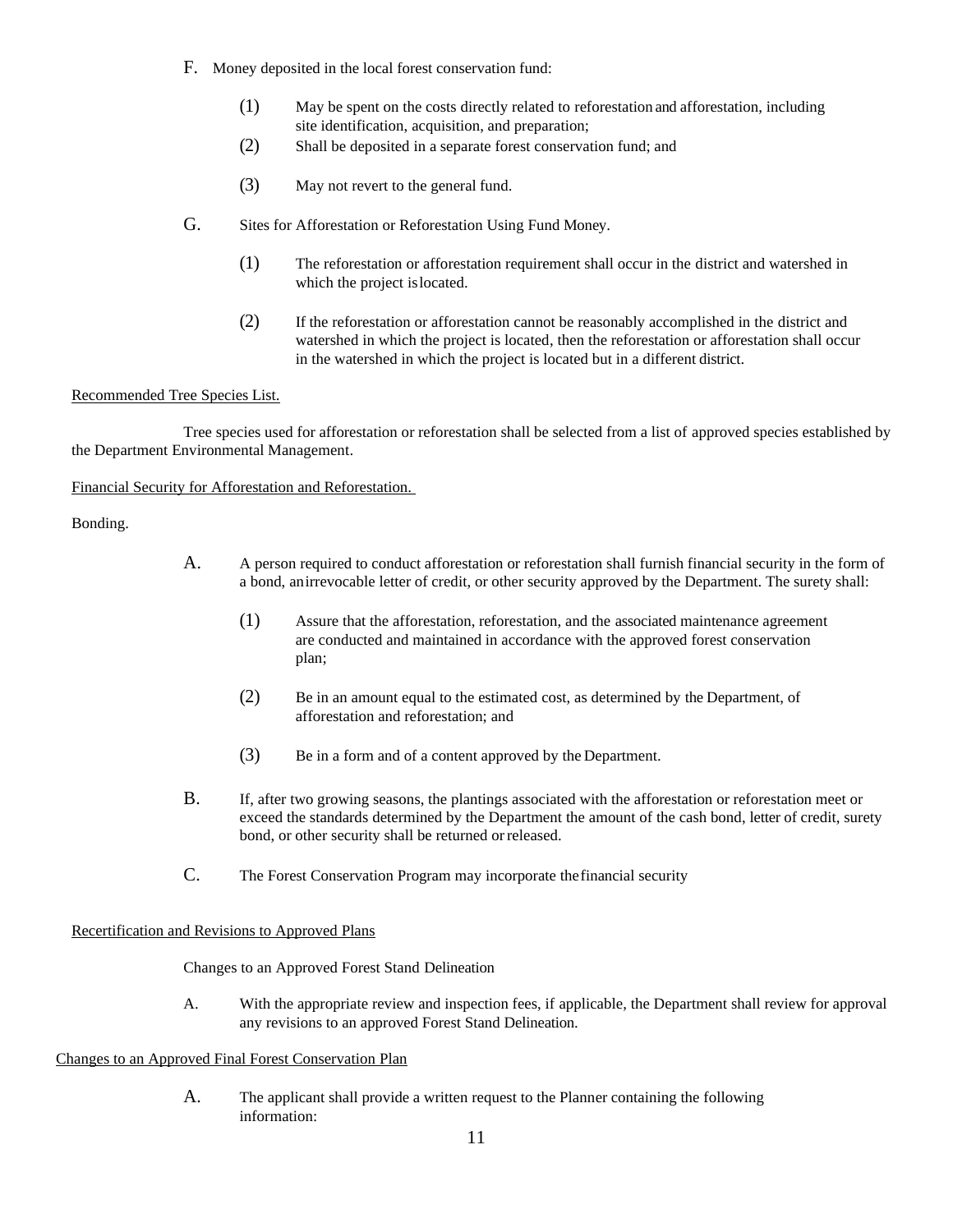F. Money deposited in the local forest conservation fund:

(1) May be spent on the costs directly related to reforestation and afforestation, including site identification, acquisition, and preparation;

(2) Shall be deposited in a separate forest conservation fund; and

(3) May not revert to the general fund.

G. Sites for Afforestation or Reforestation Using Fund Money.

(1) The reforestation or afforestation requirement shall occur in the district and watershed in which the project is located.

(2) If the reforestation or afforestation cannot be reasonably accomplished in the district and watershed in which the project is located, then the reforestation or afforestation shall occur in the watershed in which the project is located but in a different district.

Recommended Tree Species List.

Tree species used for afforestation or reforestation shall be selected from a list of approved species established by the Department Environmental Management.

Financial Security for Afforestation and Reforestation.

Bonding.

A. A person required to conduct afforestation or reforestation shall furnish financial security in the form of a bond, an irrevocable letter of credit, or other security approved by the Department. The surety shall:

(1) Assure that the afforestation, reforestation, and the associated maintenance agreement are conducted and maintained in accordance with the approved forest conservation plan;

(2) Be in an amount equal to the estimated cost, as determined by the Department, of afforestation and reforestation; and

(3) Be in a form and of a content approved by the Department.

B. If, after two growing seasons, the plantings associated with the afforestation or reforestation meet or exceed the standards determined by the Department the amount of the cash bond, letter of credit, surety bond, or other security shall be returned or released.

C. The Forest Conservation Program may incorporate the financial security

Recertification and Revisions to Approved Plans

Changes to an Approved Forest Stand Delineation

A. With the appropriate review and inspection fees, if applicable, the Department shall review for approval any revisions to an approved Forest Stand Delineation.

Changes to an Approved Final Forest Conservation Plan

A. The applicant shall provide a written request to the Planner containing the following information: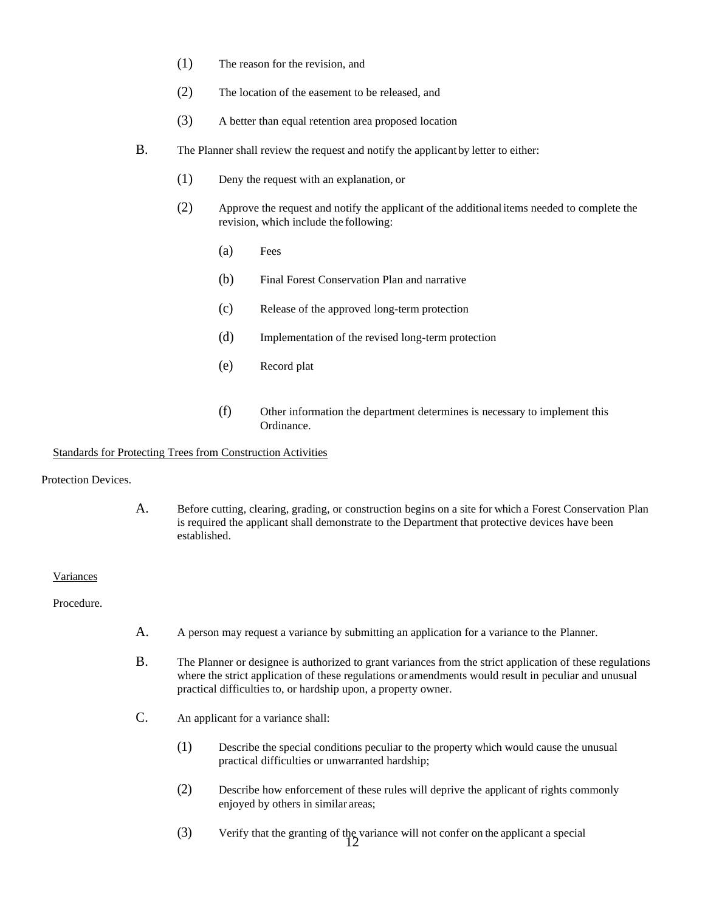(1) The reason for the revision, and

(2) The location of the easement to be released, and

(3) A better than equal retention area proposed location

B. The Planner shall review the request and notify the applicant by letter to either:

(1) Deny the request with an explanation, or

(2) Approve the request and notify the applicant of the additional items needed to complete the revision, which include the following:

(a) Fees

(b) Final Forest Conservation Plan and narrative

(c) Release of the approved long-term protection

(d) Implementation of the revised long-term protection

(e) Record plat

(f) Other information the department determines is necessary to implement this Ordinance.

<u>Standards for Protecting Trees from Construction Activities</u>

Protection Devices.

A. Before cutting, clearing, grading, or construction begins on a site for which a Forest Conservation Plan is required the applicant shall demonstrate to the Department that protective devices have been established.

<u>Variances</u>

Procedure.

A. A person may request a variance by submitting an application for a variance to the Planner.

B. The Planner or designee is authorized to grant variances from the strict application of these regulations where the strict application of these regulations or amendments would result in peculiar and unusual practical difficulties to, or hardship upon, a property owner.

C. An applicant for a variance shall:

(1) Describe the special conditions peculiar to the property which would cause the unusual practical difficulties or unwarranted hardship;

(2) Describe how enforcement of these rules will deprive the applicant of rights commonly enjoyed by others in similar areas;

(3) Verify that the granting of the variance will not confer on the applicant a special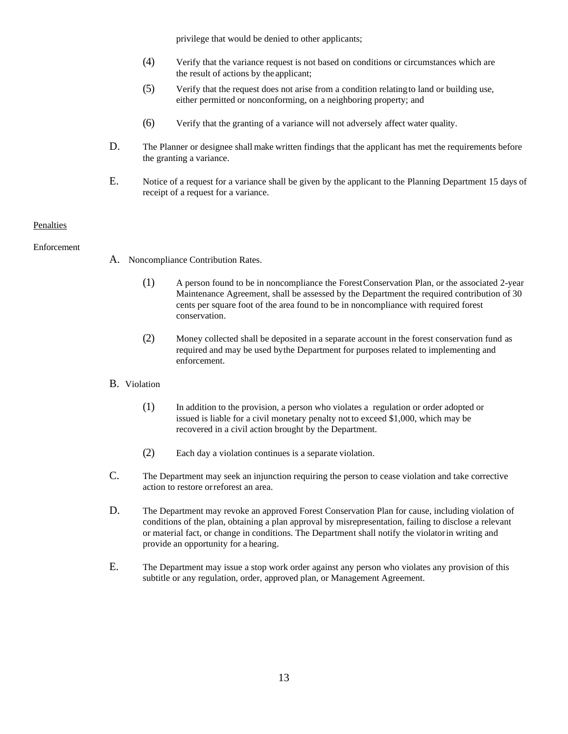privilege that would be denied to other applicants;

(4) Verify that the variance request is not based on conditions or circumstances which are the result of actions by the applicant;

(5) Verify that the request does not arise from a condition relating to land or building use, either permitted or nonconforming, on a neighboring property; and

(6) Verify that the granting of a variance will not adversely affect water quality.

D. The Planner or designee shall make written findings that the applicant has met the requirements before the granting a variance.

E. Notice of a request for a variance shall be given by the applicant to the Planning Department 15 days of receipt of a request for a variance.

<u>Penalties</u>

Enforcement

A. Noncompliance Contribution Rates.

(1) A person found to be in noncompliance the Forest Conservation Plan, or the associated 2-year Maintenance Agreement, shall be assessed by the Department the required contribution of 30 cents per square foot of the area found to be in noncompliance with required forest conservation.

(2) Money collected shall be deposited in a separate account in the forest conservation fund as required and may be used by the Department for purposes related to implementing and enforcement.

B. Violation

(1) In addition to the provision, a person who violates a regulation or order adopted or issued is liable for a civil monetary penalty not to exceed $1,000, which may be recovered in a civil action brought by the Department.

(2) Each day a violation continues is a separate violation.

C. The Department may seek an injunction requiring the person to cease violation and take corrective action to restore or reforest an area.

D. The Department may revoke an approved Forest Conservation Plan for cause, including violation of conditions of the plan, obtaining a plan approval by misrepresentation, failing to disclose a relevant or material fact, or change in conditions. The Department shall notify the violator in writing and provide an opportunity for a hearing.

E. The Department may issue a stop work order against any person who violates any provision of this subtitle or any regulation, order, approved plan, or Management Agreement.